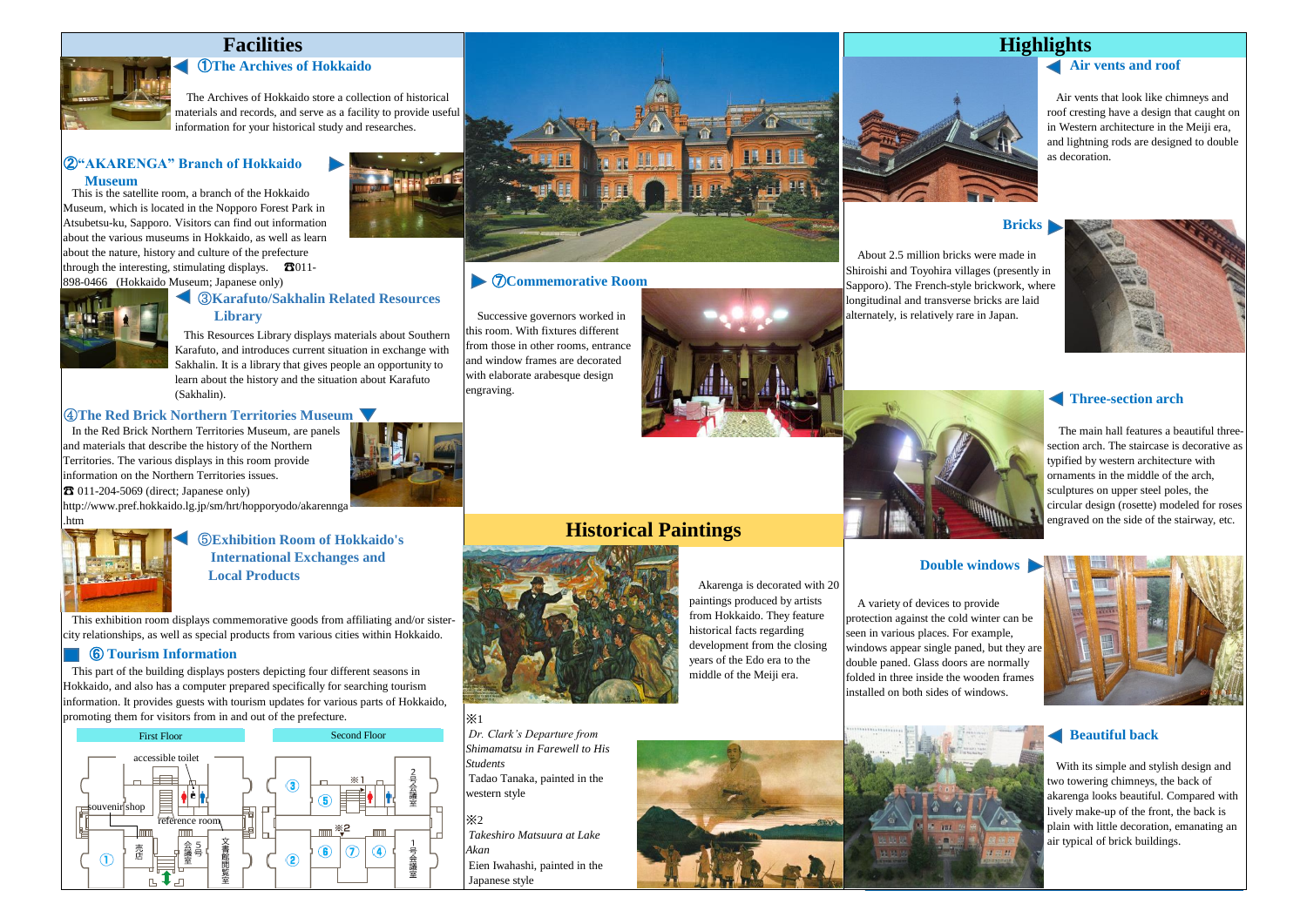## Facilities

### ①The Archives of Hokkaido

The Archives of Hokkaido store a collection of historical materials and records, and serve as a facility to provide useful information for your historical study and researches.

### ②"AKARENGA" Branch of Hokkaido Museum

This is the satellite room, a branch of the Hokkaido Museum, which is located in the Nopporo Forest Park in Atsubetsu-ku, Sapporo. Visitors can find out information about the various museums in Hokkaido, as well as learn about the nature, history and culture of the prefecture through the interesting, stimulating displays. ☎011-898-0466 (Hokkaido Museum; Japanese only)

### ③Karafuto/Sakhalin Related Resources Library

This Resources Library displays materials about Southern Karafuto, and introduces current situation in exchange with Sakhalin. It is a library that gives people an opportunity to learn about the history and the situation about Karafuto (Sakhalin).

### ④The Red Brick Northern Territories Museum

In the Red Brick Northern Territories Museum, are panels and materials that describe the history of the Northern Territories. The various displays in this room provide information on the Northern Territories issues.

☎ 011-204-5069 (direct; Japanese only)

http://www.pref.hokkaido.lg.jp/sm/hrt/hopporyodo/akarennga.htm

### ⑤Exhibition Room of Hokkaido's International Exchanges and Local Products

This exhibition room displays commemorative goods from affiliating and/or sister-city relationships, as well as special products from various cities within Hokkaido.

### ⑥ Tourism Information

This part of the building displays posters depicting four different seasons in Hokkaido, and also has a computer prepared specifically for searching tourism information. It provides guests with tourism updates for various parts of Hokkaido, promoting them for visitors from in and out of the prefecture.

First Floor: accessible toilet, souvenir shop, reference room, ①, 売店, 5号会議室, 文書館閲覧室

Second Floor: ③, ⑤, ※1, 2号会議室, ※2, ②, ⑥, ⑦, ④, 1号会議室

### ⑦Commemorative Room

Successive governors worked in this room. With fixtures different from those in other rooms, entrance and window frames are decorated with elaborate arabesque design engraving.

## Historical Paintings

Akarenga is decorated with 20 paintings produced by artists from Hokkaido. They feature historical facts regarding development from the closing years of the Edo era to the middle of the Meiji era.

※1
*Dr. Clark's Departure from Shimamatsu in Farewell to His Students*
Tadao Tanaka, painted in the western style

※2
*Takeshiro Matsuura at Lake Akan*
Eien Iwahashi, painted in the Japanese style

## Highlights

### Air vents and roof

Air vents that look like chimneys and roof cresting have a design that caught on in Western architecture in the Meiji era, and lightning rods are designed to double as decoration.

### Bricks

About 2.5 million bricks were made in Shiroishi and Toyohira villages (presently in Sapporo). The French-style brickwork, where longitudinal and transverse bricks are laid alternately, is relatively rare in Japan.

### Three-section arch

The main hall features a beautiful three-section arch. The staircase is decorative as typified by western architecture with ornaments in the middle of the arch, sculptures on upper steel poles, the circular design (rosette) modeled for roses engraved on the side of the stairway, etc.

### Double windows

A variety of devices to provide protection against the cold winter can be seen in various places. For example, windows appear single paned, but they are double paned. Glass doors are normally folded in three inside the wooden frames installed on both sides of windows.

### Beautiful back

With its simple and stylish design and two towering chimneys, the back of akarenga looks beautiful. Compared with lively make-up of the front, the back is plain with little decoration, emanating an air typical of brick buildings.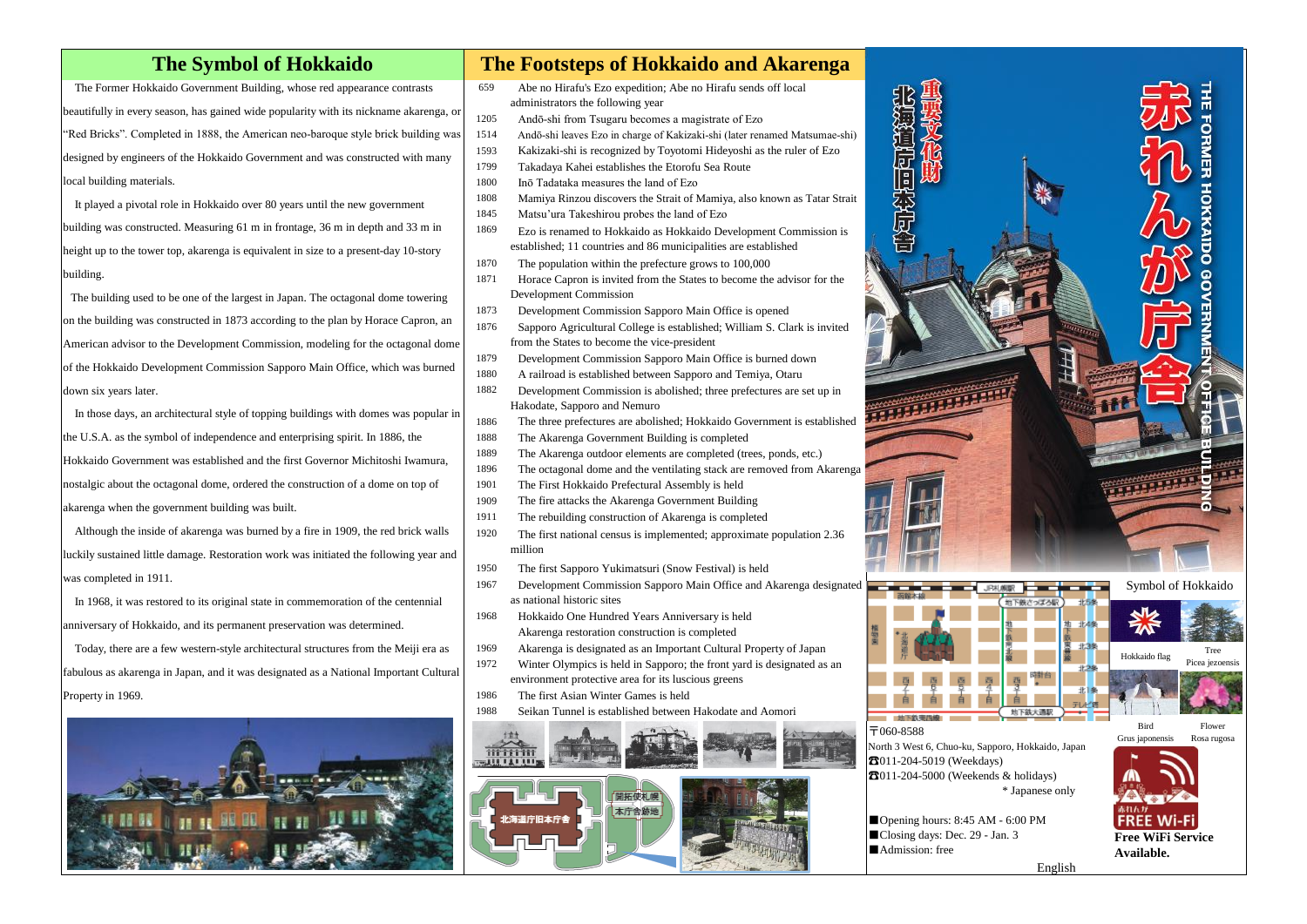## The Symbol of Hokkaido

The Former Hokkaido Government Building, whose red appearance contrasts beautifully in every season, has gained wide popularity with its nickname akarenga, or "Red Bricks". Completed in 1888, the American neo-baroque style brick building was designed by engineers of the Hokkaido Government and was constructed with many local building materials.

It played a pivotal role in Hokkaido over 80 years until the new government building was constructed. Measuring 61 m in frontage, 36 m in depth and 33 m in height up to the tower top, akarenga is equivalent in size to a present-day 10-story building.

The building used to be one of the largest in Japan. The octagonal dome towering on the building was constructed in 1873 according to the plan by Horace Capron, an American advisor to the Development Commission, modeling for the octagonal dome of the Hokkaido Development Commission Sapporo Main Office, which was burned down six years later.

In those days, an architectural style of topping buildings with domes was popular in the U.S.A. as the symbol of independence and enterprising spirit. In 1886, the Hokkaido Government was established and the first Governor Michitoshi Iwamura, nostalgic about the octagonal dome, ordered the construction of a dome on top of akarenga when the government building was built.

Although the inside of akarenga was burned by a fire in 1909, the red brick walls luckily sustained little damage. Restoration work was initiated the following year and was completed in 1911.

In 1968, it was restored to its original state in commemoration of the centennial anniversary of Hokkaido, and its permanent preservation was determined.

Today, there are a few western-style architectural structures from the Meiji era as fabulous as akarenga in Japan, and it was designated as a National Important Cultural Property in 1969.

## The Footsteps of Hokkaido and Akarenga

| | |
|---|---|
| 659 | Abe no Hirafu's Ezo expedition; Abe no Hirafu sends off local administrators the following year |
| 1205 | Andō-shi from Tsugaru becomes a magistrate of Ezo |
| 1514 | Andō-shi leaves Ezo in charge of Kakizaki-shi (later renamed Matsumae-shi) |
| 1593 | Kakizaki-shi is recognized by Toyotomi Hideyoshi as the ruler of Ezo |
| 1799 | Takadaya Kahei establishes the Etorofu Sea Route |
| 1800 | Inō Tadataka measures the land of Ezo |
| 1808 | Mamiya Rinzou discovers the Strait of Mamiya, also known as Tatar Strait |
| 1845 | Matsu'ura Takeshirou probes the land of Ezo |
| 1869 | Ezo is renamed to Hokkaido as Hokkaido Development Commission is established; 11 countries and 86 municipalities are established |
| 1870 | The population within the prefecture grows to 100,000 |
| 1871 | Horace Capron is invited from the States to become the advisor for the Development Commission |
| 1873 | Development Commission Sapporo Main Office is opened |
| 1876 | Sapporo Agricultural College is established; William S. Clark is invited from the States to become the vice-president |
| 1879 | Development Commission Sapporo Main Office is burned down |
| 1880 | A railroad is established between Sapporo and Temiya, Otaru |
| 1882 | Development Commission is abolished; three prefectures are set up in Hakodate, Sapporo and Nemuro |
| 1886 | The three prefectures are abolished; Hokkaido Government is established |
| 1888 | The Akarenga Government Building is completed |
| 1889 | The Akarenga outdoor elements are completed (trees, ponds, etc.) |
| 1896 | The octagonal dome and the ventilating stack are removed from Akarenga |
| 1901 | The First Hokkaido Prefectural Assembly is held |
| 1909 | The fire attacks the Akarenga Government Building |
| 1911 | The rebuilding construction of Akarenga is completed |
| 1920 | The first national census is implemented; approximate population 2.36 million |
| 1950 | The first Sapporo Yukimatsuri (Snow Festival) is held |
| 1967 | Development Commission Sapporo Main Office and Akarenga designated as national historic sites |
| 1968 | Hokkaido One Hundred Years Anniversary is held<br>Akarenga restoration construction is completed |
| 1969 | Akarenga is designated as an Important Cultural Property of Japan |
| 1972 | Winter Olympics is held in Sapporo; the front yard is designated as an environment protective area for its luscious greens |
| 1986 | The first Asian Winter Games is held |
| 1988 | Seikan Tunnel is established between Hakodate and Aomori |

北海道庁旧本庁舎

開拓使札幌本庁舎跡地

# 重要文化財 北海道庁旧本庁舎

# 赤れんが庁舎

THE FORMER HOKKAIDO GOVERNMENT OFFICE BUILDING

### Symbol of Hokkaido

Hokkaido flag

Tree
Picea jezoensis

Bird
Grus japonensis

Flower
Rosa rugosa

〒060-8588
North 3 West 6, Chuo-ku, Sapporo, Hokkaido, Japan
☎011-204-5019 (Weekdays)
☎011-204-5000 (Weekends & holidays)
\* Japanese only

■Opening hours: 8:45 AM - 6:00 PM
■Closing days: Dec. 29 - Jan. 3
■Admission: free

あれんが FREE Wi-Fi

**Free WiFi Service Available.**

English